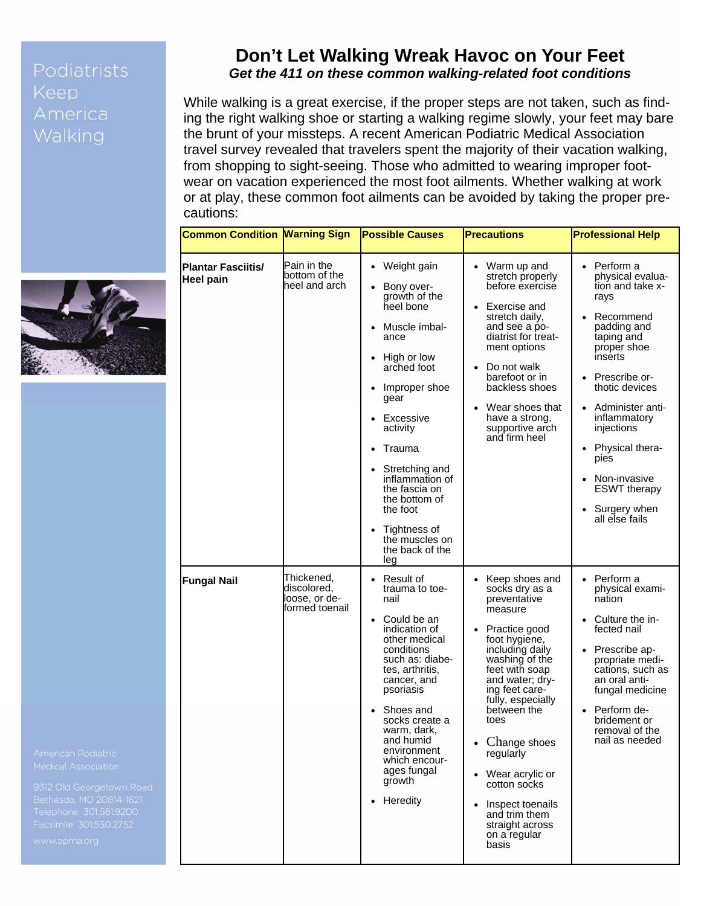Podiatrists Keep America Walking

# Don't Let Walking Wreak Havoc on Your Feet

***Get the 411 on these common walking-related foot conditions***

While walking is a great exercise, if the proper steps are not taken, such as finding the right walking shoe or starting a walking regime slowly, your feet may bare the brunt of your missteps. A recent American Podiatric Medical Association travel survey revealed that travelers spent the majority of their vacation walking, from shopping to sight-seeing. Those who admitted to wearing improper footwear on vacation experienced the most foot ailments. Whether walking at work or at play, these common foot ailments can be avoided by taking the proper precautions:

| Common Condition | Warning Sign | Possible Causes | Precautions | Professional Help |
|---|---|---|---|---|
| **Plantar Fasciitis/ Heel pain** | Pain in the bottom of the heel and arch | • Weight gain<br>• Bony over-growth of the heel bone<br>• Muscle imbalance<br>• High or low arched foot<br>• Improper shoe gear<br>• Excessive activity<br>• Trauma<br>• Stretching and inflammation of the fascia on the bottom of the foot<br>• Tightness of the muscles on the back of the leg | • Warm up and stretch properly before exercise<br>• Exercise and stretch daily, and see a podiatrist for treatment options<br>• Do not walk barefoot or in backless shoes<br>• Wear shoes that have a strong, supportive arch and firm heel | • Perform a physical evaluation and take x-rays<br>• Recommend padding and taping and proper shoe inserts<br>• Prescribe orthotic devices<br>• Administer anti-inflammatory injections<br>• Physical therapies<br>• Non-invasive ESWT therapy<br>• Surgery when all else fails |
| **Fungal Nail** | Thickened, discolored, loose, or deformed toenail | • Result of trauma to toenail<br>• Could be an indication of other medical conditions such as: diabetes, arthritis, cancer, and psoriasis<br>• Shoes and socks create a warm, dark, and humid environment which encourages fungal growth<br>• Heredity | • Keep shoes and socks dry as a preventative measure<br>• Practice good foot hygiene, including daily washing of the feet with soap and water; drying feet carefully, especially between the toes<br>• Change shoes regularly<br>• Wear acrylic or cotton socks<br>• Inspect toenails and trim them straight across on a regular basis | • Perform a physical examination<br>• Culture the infected nail<br>• Prescribe appropriate medications, such as an oral anti-fungal medicine<br>• Perform debridement or removal of the nail as needed |

American Podiatric Medical Association

9312 Old Georgetown Road
Bethesda, MD 20814-1621
Telephone 301.581.9200
Facsimile 301.530.2752

www.apma.org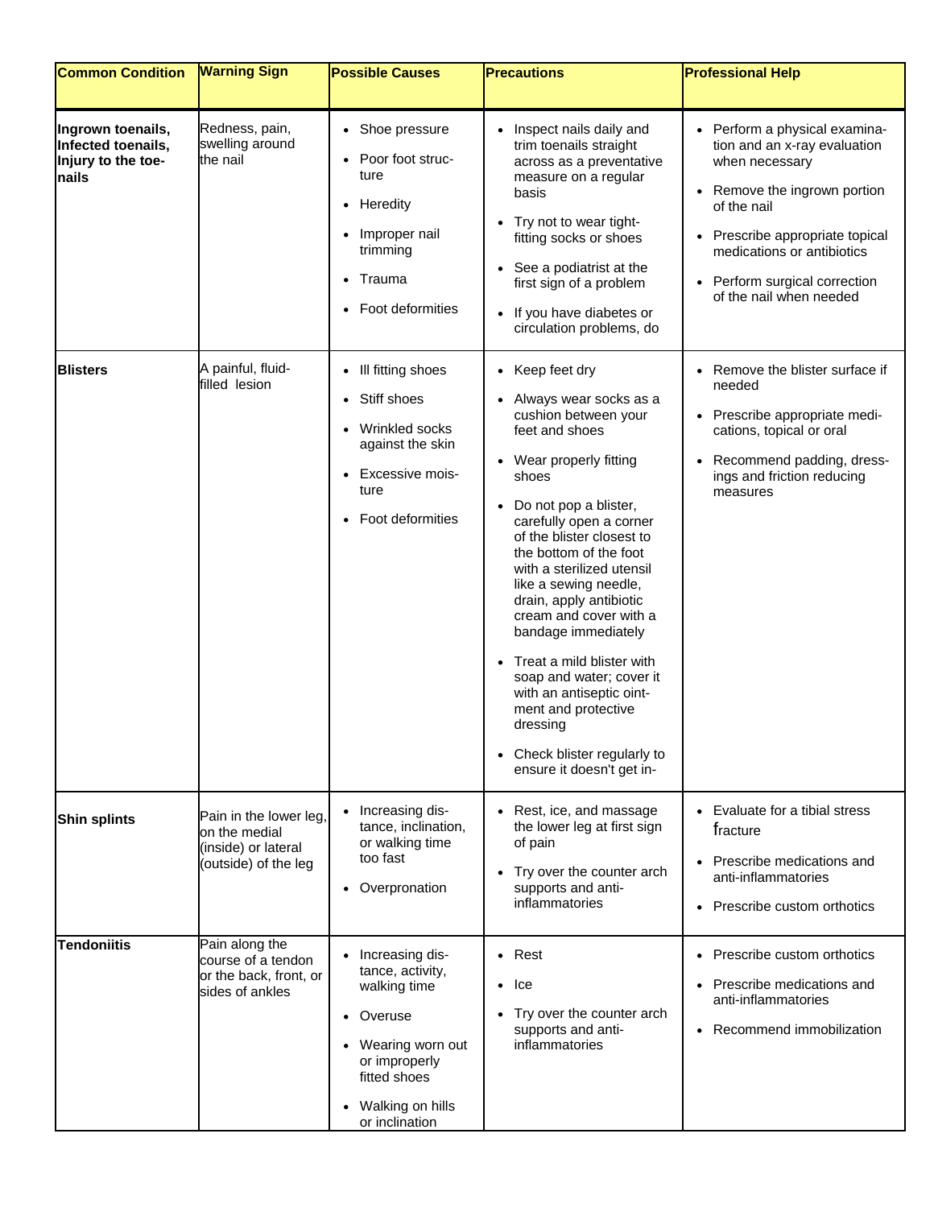| Common Condition | Warning Sign | Possible Causes | Precautions | Professional Help |
|---|---|---|---|---|
| **Ingrown toenails, Infected toenails, Injury to the toe-nails** | Redness, pain, swelling around the nail | • Shoe pressure<br>• Poor foot structure<br>• Heredity<br>• Improper nail trimming<br>• Trauma<br>• Foot deformities | • Inspect nails daily and trim toenails straight across as a preventative measure on a regular basis<br>• Try not to wear tight-fitting socks or shoes<br>• See a podiatrist at the first sign of a problem<br>• If you have diabetes or circulation problems, do | • Perform a physical examination and an x-ray evaluation when necessary<br>• Remove the ingrown portion of the nail<br>• Prescribe appropriate topical medications or antibiotics<br>• Perform surgical correction of the nail when needed |
| **Blisters** | A painful, fluid-filled lesion | • Ill fitting shoes<br>• Stiff shoes<br>• Wrinkled socks against the skin<br>• Excessive moisture<br>• Foot deformities | • Keep feet dry<br>• Always wear socks as a cushion between your feet and shoes<br>• Wear properly fitting shoes<br>• Do not pop a blister, carefully open a corner of the blister closest to the bottom of the foot with a sterilized utensil like a sewing needle, drain, apply antibiotic cream and cover with a bandage immediately<br>• Treat a mild blister with soap and water; cover it with an antiseptic ointment and protective dressing<br>• Check blister regularly to ensure it doesn't get in- | • Remove the blister surface if needed<br>• Prescribe appropriate medications, topical or oral<br>• Recommend padding, dressings and friction reducing measures |
| **Shin splints** | Pain in the lower leg, on the medial (inside) or lateral (outside) of the leg | • Increasing distance, inclination, or walking time too fast<br>• Overpronation | • Rest, ice, and massage the lower leg at first sign of pain<br>• Try over the counter arch supports and anti-inflammatories | • Evaluate for a tibial stress fracture<br>• Prescribe medications and anti-inflammatories<br>• Prescribe custom orthotics |
| **Tendoniitis** | Pain along the course of a tendon or the back, front, or sides of ankles | • Increasing distance, activity, walking time<br>• Overuse<br>• Wearing worn out or improperly fitted shoes<br>• Walking on hills or inclination | • Rest<br>• Ice<br>• Try over the counter arch supports and anti-inflammatories | • Prescribe custom orthotics<br>• Prescribe medications and anti-inflammatories<br>• Recommend immobilization |